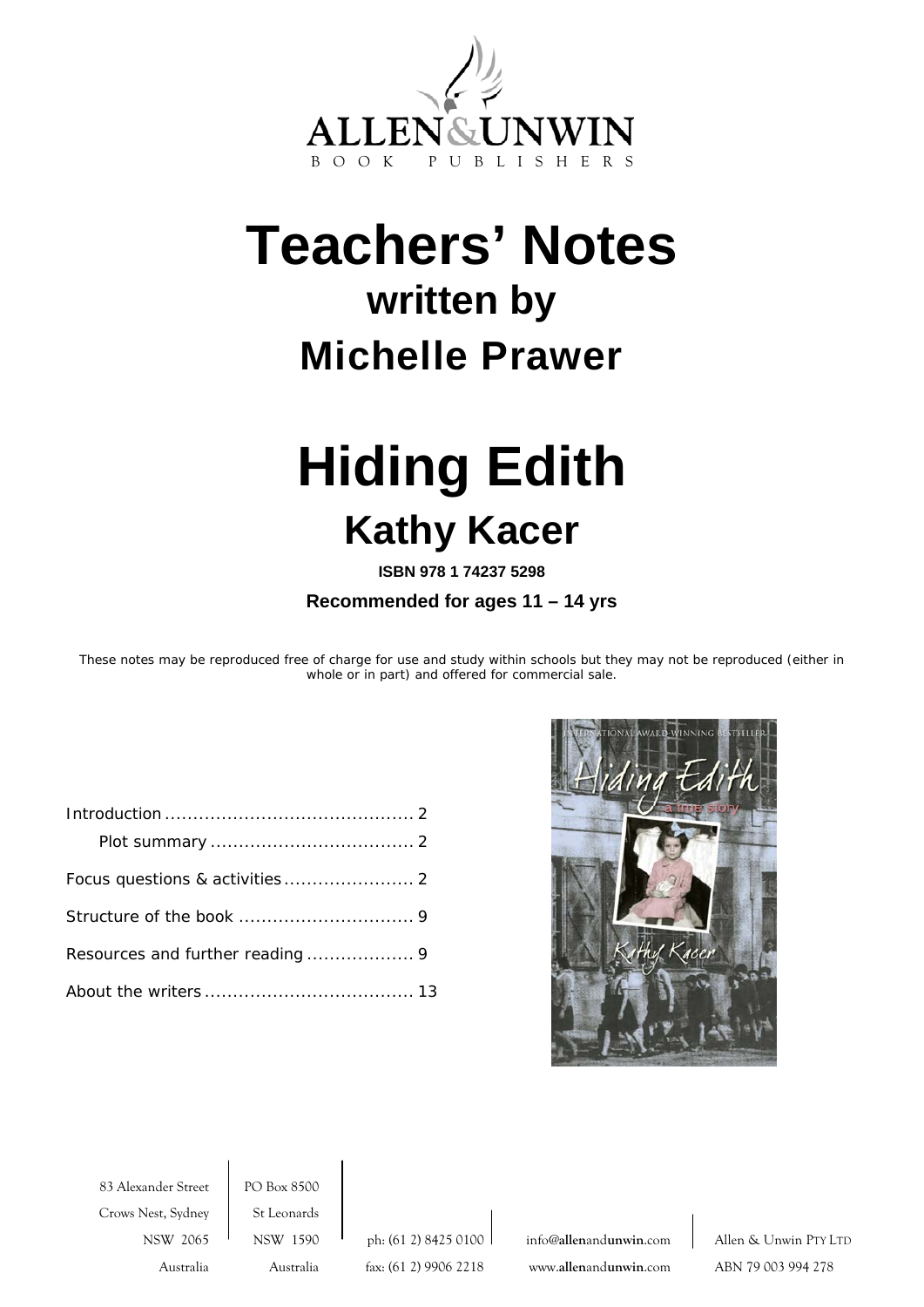ALLEN&UNWIN
BOOK PUBLISHERS

# Teachers' Notes

## written by

## Michelle Prawer

# Hiding Edith

## Kathy Kacer

**ISBN 978 1 74237 5298**

**Recommended for ages 11 – 14 yrs**

*These notes may be reproduced free of charge for use and study within schools but they may not be reproduced (either in whole or in part) and offered for commercial sale.*

| | |
|---|---|
| Introduction | 2 |
| Plot summary | 2 |
| Focus questions & activities | 2 |
| Structure of the book | 9 |
| Resources and further reading | 9 |
| About the writers | 13 |

83 Alexander Street
Crows Nest, Sydney
NSW 2065
Australia

PO Box 8500
St Leonards
NSW 1590
Australia

ph: (61 2) 8425 0100
fax: (61 2) 9906 2218

info@allenandunwin.com
www.allenandunwin.com

Allen & Unwin PTY LTD
ABN 79 003 994 278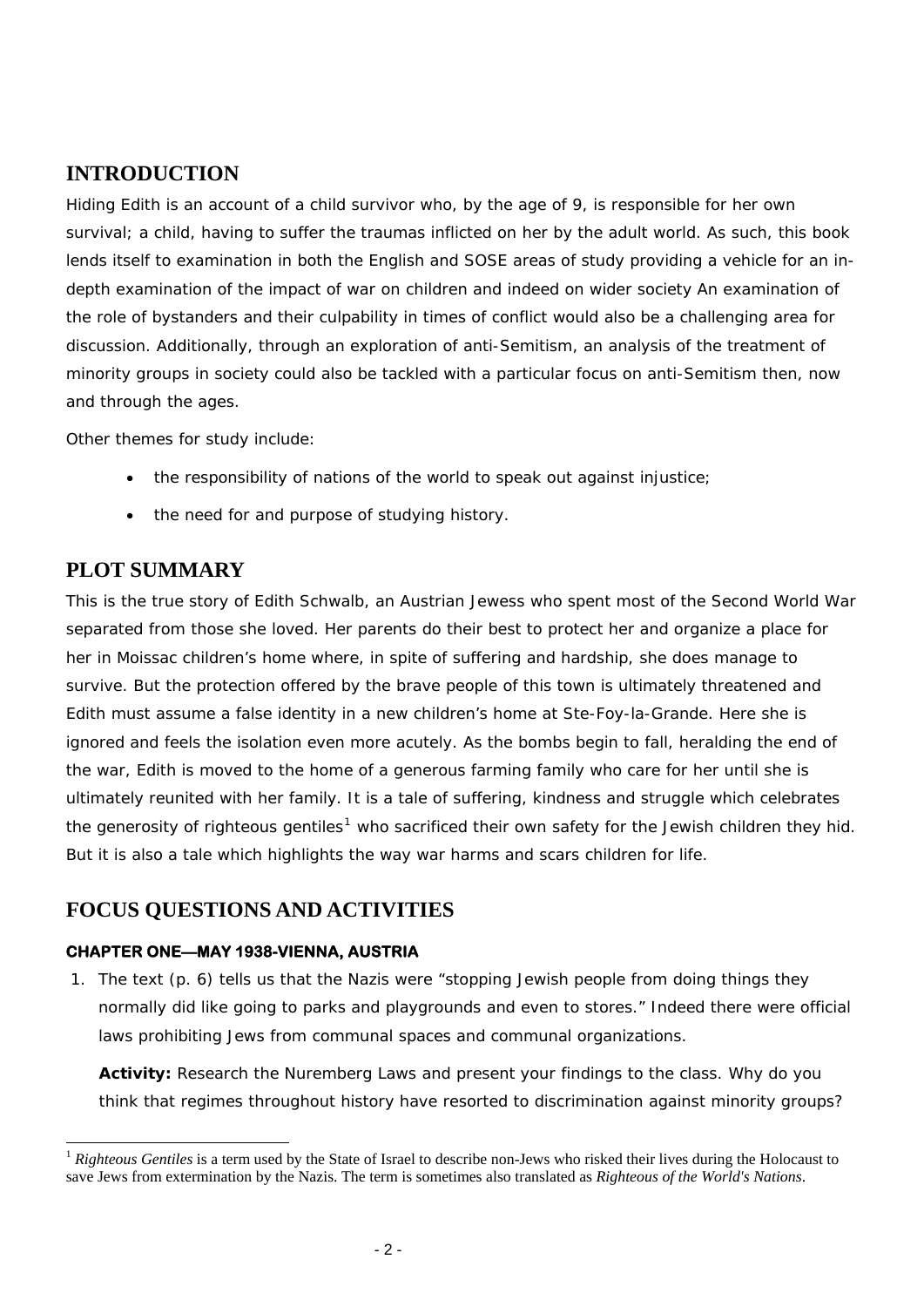## INTRODUCTION

Hiding Edith is an account of a child survivor who, by the age of 9, is responsible for her own survival; a child, having to suffer the traumas inflicted on her by the adult world. As such, this book lends itself to examination in both the English and SOSE areas of study providing a vehicle for an in-depth examination of the impact of war on children and indeed on wider society An examination of the role of bystanders and their culpability in times of conflict would also be a challenging area for discussion. Additionally, through an exploration of anti-Semitism, an analysis of the treatment of minority groups in society could also be tackled with a particular focus on anti-Semitism then, now and through the ages.

Other themes for study include:

- the responsibility of nations of the world to speak out against injustice;
- the need for and purpose of studying history.

## PLOT SUMMARY

This is the true story of Edith Schwalb, an Austrian Jewess who spent most of the Second World War separated from those she loved. Her parents do their best to protect her and organize a place for her in Moissac children's home where, in spite of suffering and hardship, she does manage to survive. But the protection offered by the brave people of this town is ultimately threatened and Edith must assume a false identity in a new children's home at Ste-Foy-la-Grande. Here she is ignored and feels the isolation even more acutely. As the bombs begin to fall, heralding the end of the war, Edith is moved to the home of a generous farming family who care for her until she is ultimately reunited with her family. It is a tale of suffering, kindness and struggle which celebrates the generosity of righteous gentiles[1] who sacrificed their own safety for the Jewish children they hid. But it is also a tale which highlights the way war harms and scars children for life.

## FOCUS QUESTIONS AND ACTIVITIES

### CHAPTER ONE—MAY 1938-VIENNA, AUSTRIA

1. The text (p. 6) tells us that the Nazis were "stopping Jewish people from doing things they normally did like going to parks and playgrounds and even to stores." Indeed there were official laws prohibiting Jews from communal spaces and communal organizations.

   **Activity:** Research the Nuremberg Laws and present your findings to the class. Why do you think that regimes throughout history have resorted to discrimination against minority groups?

[1] *Righteous Gentiles* is a term used by the State of Israel to describe non-Jews who risked their lives during the Holocaust to save Jews from extermination by the Nazis. The term is sometimes also translated as *Righteous of the World's Nations*.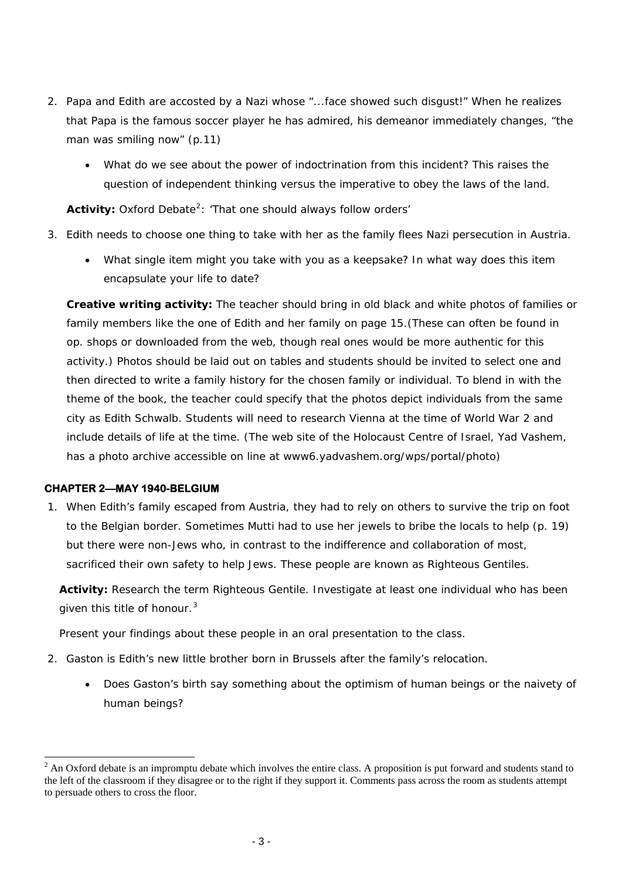2. Papa and Edith are accosted by a Nazi whose "...face showed such disgust!" When he realizes that Papa is the famous soccer player he has admired, his demeanor immediately changes, "the man was smiling now" (p.11)

    - What do we see about the power of indoctrination from this incident? This raises the question of independent thinking versus the imperative to obey the laws of the land.

    **Activity:** Oxford Debate[2]: 'That one should always follow orders'

3. Edith needs to choose one thing to take with her as the family flees Nazi persecution in Austria.

    - What single item might you take with you as a keepsake? In what way does this item encapsulate your life to date?

    **Creative writing activity:** The teacher should bring in old black and white photos of families or family members like the one of Edith and her family on page 15.(These can often be found in op. shops or downloaded from the web, though real ones would be more authentic for this activity.) Photos should be laid out on tables and students should be invited to select one and then directed to write a family history for the chosen family or individual. To blend in with the theme of the book, the teacher could specify that the photos depict individuals from the same city as Edith Schwalb. Students will need to research Vienna at the time of World War 2 and include details of life at the time. (The web site of the Holocaust Centre of Israel, Yad Vashem, has a photo archive accessible on line at www6.yadvashem.org/wps/portal/photo)

### CHAPTER 2—MAY 1940-BELGIUM

1. When Edith's family escaped from Austria, they had to rely on others to survive the trip on foot to the Belgian border. Sometimes Mutti had to use her jewels to bribe the locals to help (p. 19) but there were non-Jews who, in contrast to the indifference and collaboration of most, sacrificed their own safety to help Jews. These people are known as Righteous Gentiles.

    **Activity:** Research the term Righteous Gentile. Investigate at least one individual who has been given this title of honour.[3]

    Present your findings about these people in an oral presentation to the class.

2. Gaston is Edith's new little brother born in Brussels after the family's relocation.

    - Does Gaston's birth say something about the optimism of human beings or the naivety of human beings?

---

[2] An Oxford debate is an impromptu debate which involves the entire class. A proposition is put forward and students stand to the left of the classroom if they disagree or to the right if they support it. Comments pass across the room as students attempt to persuade others to cross the floor.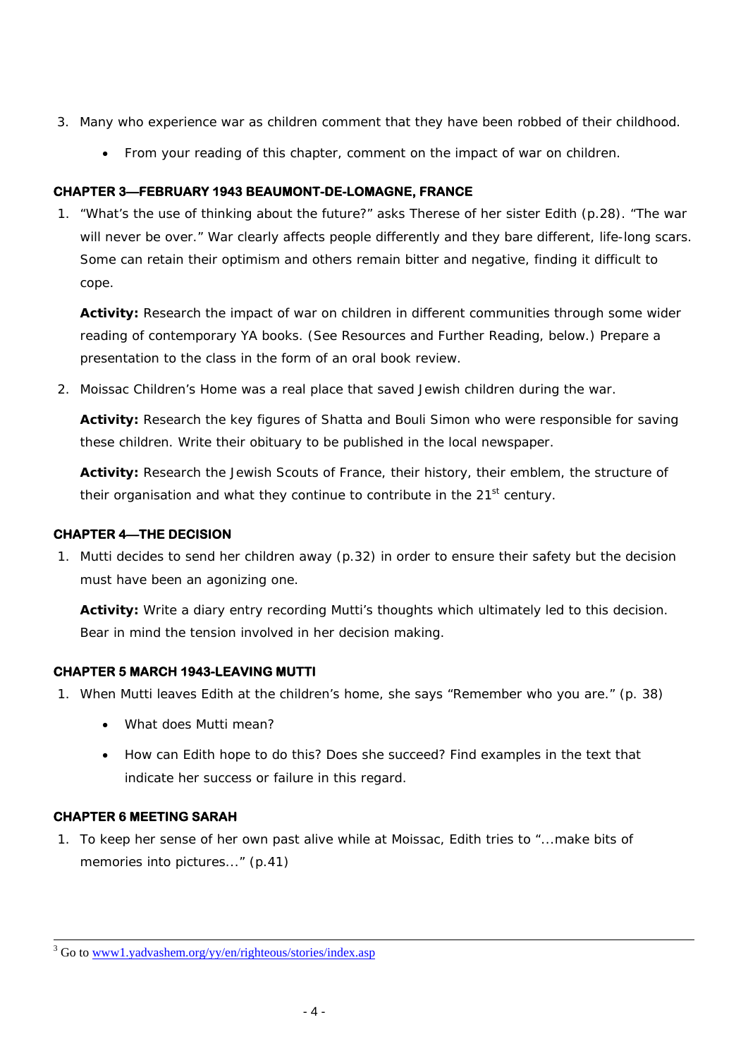3. Many who experience war as children comment that they have been robbed of their childhood.

    - From your reading of this chapter, comment on the impact of war on children.

### CHAPTER 3—FEBRUARY 1943 BEAUMONT-DE-LOMAGNE, FRANCE

1. "What's the use of thinking about the future?" asks Therese of her sister Edith (p.28). "The war will never be over." War clearly affects people differently and they bare different, life-long scars. Some can retain their optimism and others remain bitter and negative, finding it difficult to cope.

    **Activity:** Research the impact of war on children in different communities through some wider reading of contemporary YA books. (See Resources and Further Reading, below.) Prepare a presentation to the class in the form of an oral book review.

2. Moissac Children's Home was a real place that saved Jewish children during the war.

    **Activity:** Research the key figures of Shatta and Bouli Simon who were responsible for saving these children. Write their obituary to be published in the local newspaper.

    **Activity:** Research the Jewish Scouts of France, their history, their emblem, the structure of their organisation and what they continue to contribute in the 21st century.

### CHAPTER 4—THE DECISION

1. Mutti decides to send her children away (p.32) in order to ensure their safety but the decision must have been an agonizing one.

    **Activity:** Write a diary entry recording Mutti's thoughts which ultimately led to this decision. Bear in mind the tension involved in her decision making.

### CHAPTER 5 MARCH 1943-LEAVING MUTTI

1. When Mutti leaves Edith at the children's home, she says "Remember who you are." (p. 38)

    - What does Mutti mean?
    - How can Edith hope to do this? Does she succeed? Find examples in the text that indicate her success or failure in this regard.

### CHAPTER 6 MEETING SARAH

1. To keep her sense of her own past alive while at Moissac, Edith tries to "...make bits of memories into pictures..." (p.41)

---

[3] Go to www1.yadvashem.org/yy/en/righteous/stories/index.asp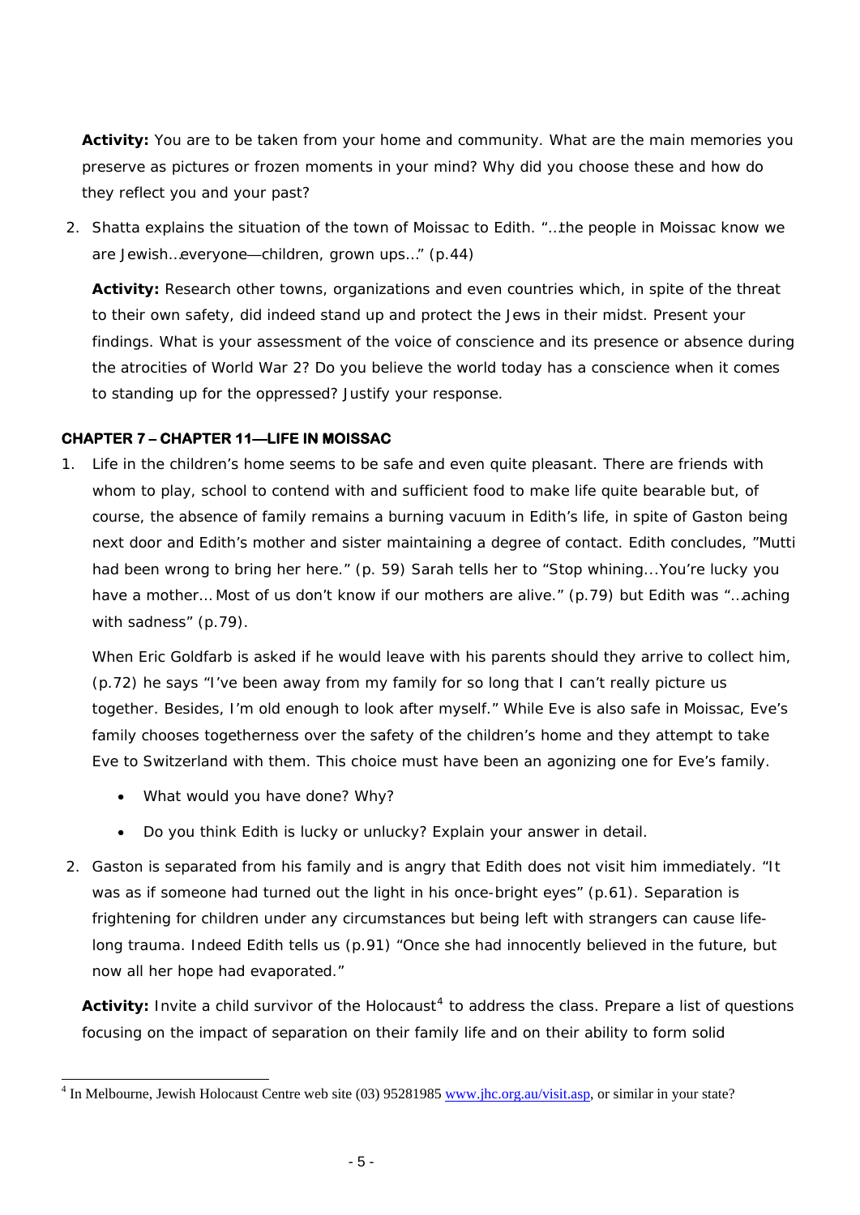**Activity:** You are to be taken from your home and community. What are the main memories you preserve as pictures or frozen moments in your mind? Why did you choose these and how do they reflect you and your past?

2. Shatta explains the situation of the town of Moissac to Edith. "…the people in Moissac know we are Jewish…everyone—children, grown ups…" (p.44)

   **Activity:** Research other towns, organizations and even countries which, in spite of the threat to their own safety, did indeed stand up and protect the Jews in their midst. Present your findings. What is your assessment of the voice of conscience and its presence or absence during the atrocities of World War 2? Do you believe the world today has a conscience when it comes to standing up for the oppressed? Justify your response.

### CHAPTER 7 – CHAPTER 11—LIFE IN MOISSAC

1. Life in the children's home seems to be safe and even quite pleasant. There are friends with whom to play, school to contend with and sufficient food to make life quite bearable but, of course, the absence of family remains a burning vacuum in Edith's life, in spite of Gaston being next door and Edith's mother and sister maintaining a degree of contact. Edith concludes, "Mutti had been wrong to bring her here." (p. 59) Sarah tells her to "Stop whining...You're lucky you have a mother… Most of us don't know if our mothers are alive." (p.79) but Edith was "…aching with sadness" (p.79).

   When Eric Goldfarb is asked if he would leave with his parents should they arrive to collect him, (p.72) he says "I've been away from my family for so long that I can't really picture us together. Besides, I'm old enough to look after myself." While Eve is also safe in Moissac, Eve's family chooses togetherness over the safety of the children's home and they attempt to take Eve to Switzerland with them. This choice must have been an agonizing one for Eve's family.

   - What would you have done? Why?
   - Do you think Edith is lucky or unlucky? Explain your answer in detail.

2. Gaston is separated from his family and is angry that Edith does not visit him immediately. "It was as if someone had turned out the light in his once-bright eyes" (p.61). Separation is frightening for children under any circumstances but being left with strangers can cause life-long trauma. Indeed Edith tells us (p.91) "Once she had innocently believed in the future, but now all her hope had evaporated."

   **Activity:** Invite a child survivor of the Holocaust[4] to address the class. Prepare a list of questions focusing on the impact of separation on their family life and on their ability to form solid

---

[4] In Melbourne, Jewish Holocaust Centre web site (03) 95281985 www.jhc.org.au/visit.asp, or similar in your state?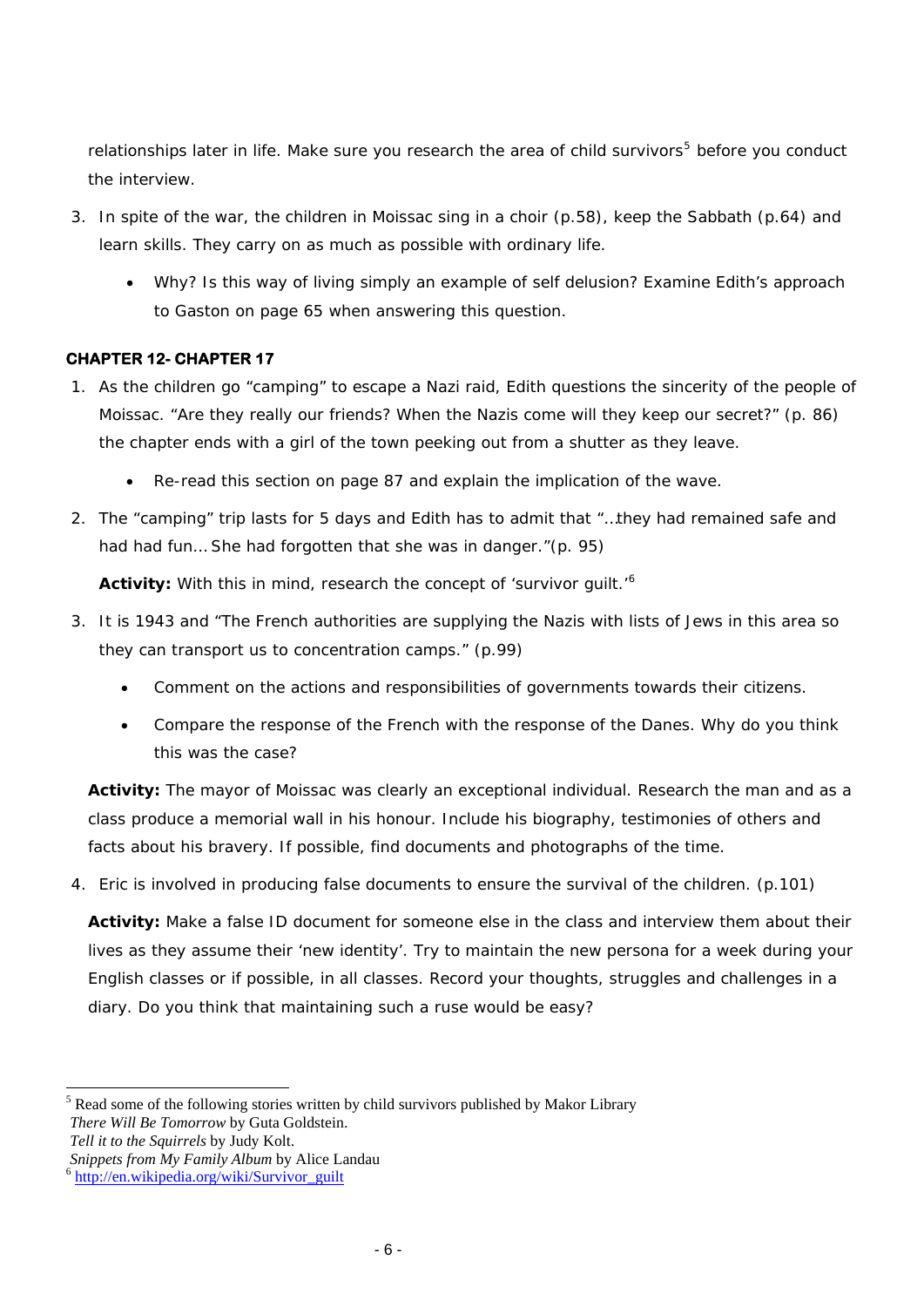relationships later in life. Make sure you research the area of child survivors[5] before you conduct the interview.

3. In spite of the war, the children in Moissac sing in a choir (p.58), keep the Sabbath (p.64) and learn skills. They carry on as much as possible with ordinary life.
   - Why? Is this way of living simply an example of self delusion? Examine Edith's approach to Gaston on page 65 when answering this question.

#### CHAPTER 12- CHAPTER 17

1. As the children go "camping" to escape a Nazi raid, Edith questions the sincerity of the people of Moissac. "Are they really our friends? When the Nazis come will they keep our secret?" (p. 86) the chapter ends with a girl of the town peeking out from a shutter as they leave.
   - Re-read this section on page 87 and explain the implication of the wave.

2. The "camping" trip lasts for 5 days and Edith has to admit that "…they had remained safe and had had fun… She had forgotten that she was in danger."(p. 95)

   **Activity:** With this in mind, research the concept of 'survivor guilt.'[6]

3. It is 1943 and "The French authorities are supplying the Nazis with lists of Jews in this area so they can transport us to concentration camps." (p.99)
   - Comment on the actions and responsibilities of governments towards their citizens.
   - Compare the response of the French with the response of the Danes. Why do you think this was the case?

   **Activity:** The mayor of Moissac was clearly an exceptional individual. Research the man and as a class produce a memorial wall in his honour. Include his biography, testimonies of others and facts about his bravery. If possible, find documents and photographs of the time.

4. Eric is involved in producing false documents to ensure the survival of the children. (p.101)

   **Activity:** Make a false ID document for someone else in the class and interview them about their lives as they assume their 'new identity'. Try to maintain the new persona for a week during your English classes or if possible, in all classes. Record your thoughts, struggles and challenges in a diary. Do you think that maintaining such a ruse would be easy?

---

[5] Read some of the following stories written by child survivors published by Makor Library
*There Will Be Tomorrow* by Guta Goldstein.
*Tell it to the Squirrels* by Judy Kolt.
*Snippets from My Family Album* by Alice Landau

[6] http://en.wikipedia.org/wiki/Survivor_guilt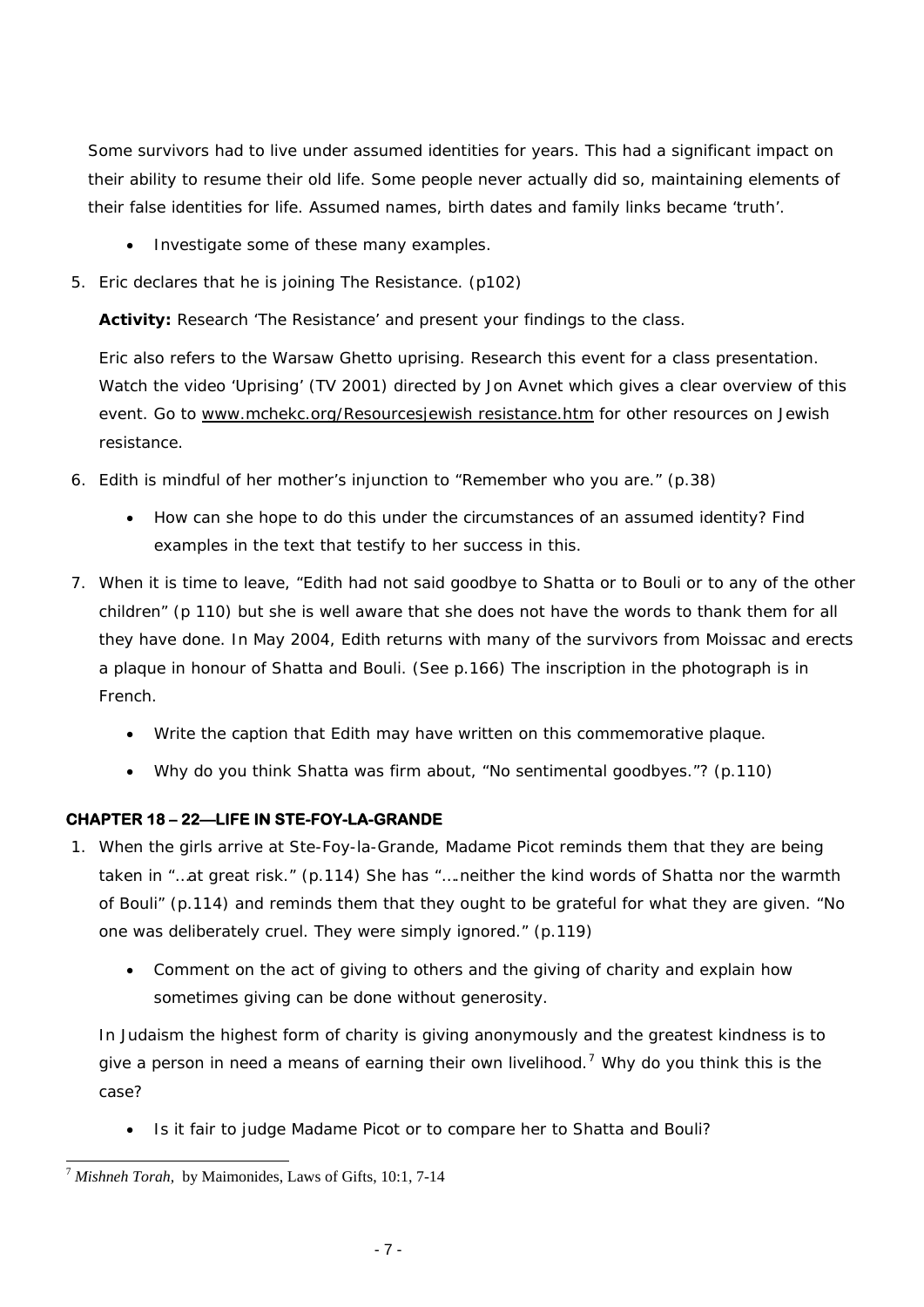Some survivors had to live under assumed identities for years. This had a significant impact on their ability to resume their old life. Some people never actually did so, maintaining elements of their false identities for life. Assumed names, birth dates and family links became 'truth'.

- Investigate some of these many examples.

5. Eric declares that he is joining The Resistance. (p102)

   **Activity:** Research 'The Resistance' and present your findings to the class.

   Eric also refers to the Warsaw Ghetto uprising. Research this event for a class presentation. Watch the video 'Uprising' (TV 2001) directed by Jon Avnet which gives a clear overview of this event. Go to www.mchekc.org/Resourcesjewish resistance.htm for other resources on Jewish resistance.

6. Edith is mindful of her mother's injunction to "Remember who you are." (p.38)

   - How can she hope to do this under the circumstances of an assumed identity? Find examples in the text that testify to her success in this.

7. When it is time to leave, "Edith had not said goodbye to Shatta or to Bouli or to any of the other children" (p 110) but she is well aware that she does not have the words to thank them for all they have done. In May 2004, Edith returns with many of the survivors from Moissac and erects a plaque in honour of Shatta and Bouli. (See p.166) The inscription in the photograph is in French.

   - Write the caption that Edith may have written on this commemorative plaque.
   - Why do you think Shatta was firm about, "No sentimental goodbyes."? (p.110)

### CHAPTER 18 – 22—LIFE IN STE-FOY-LA-GRANDE

1. When the girls arrive at Ste-Foy-la-Grande, Madame Picot reminds them that they are being taken in "…at great risk." (p.114) She has "….neither the kind words of Shatta nor the warmth of Bouli" (p.114) and reminds them that they ought to be grateful for what they are given. "No one was deliberately cruel. They were simply ignored." (p.119)

   - Comment on the act of giving to others and the giving of charity and explain how sometimes giving can be done without generosity.

   In Judaism the highest form of charity is giving anonymously and the greatest kindness is to give a person in need a means of earning their own livelihood.[7] Why do you think this is the case?

   - Is it fair to judge Madame Picot or to compare her to Shatta and Bouli?

[7] *Mishneh Torah,* by Maimonides, Laws of Gifts, 10:1, 7-14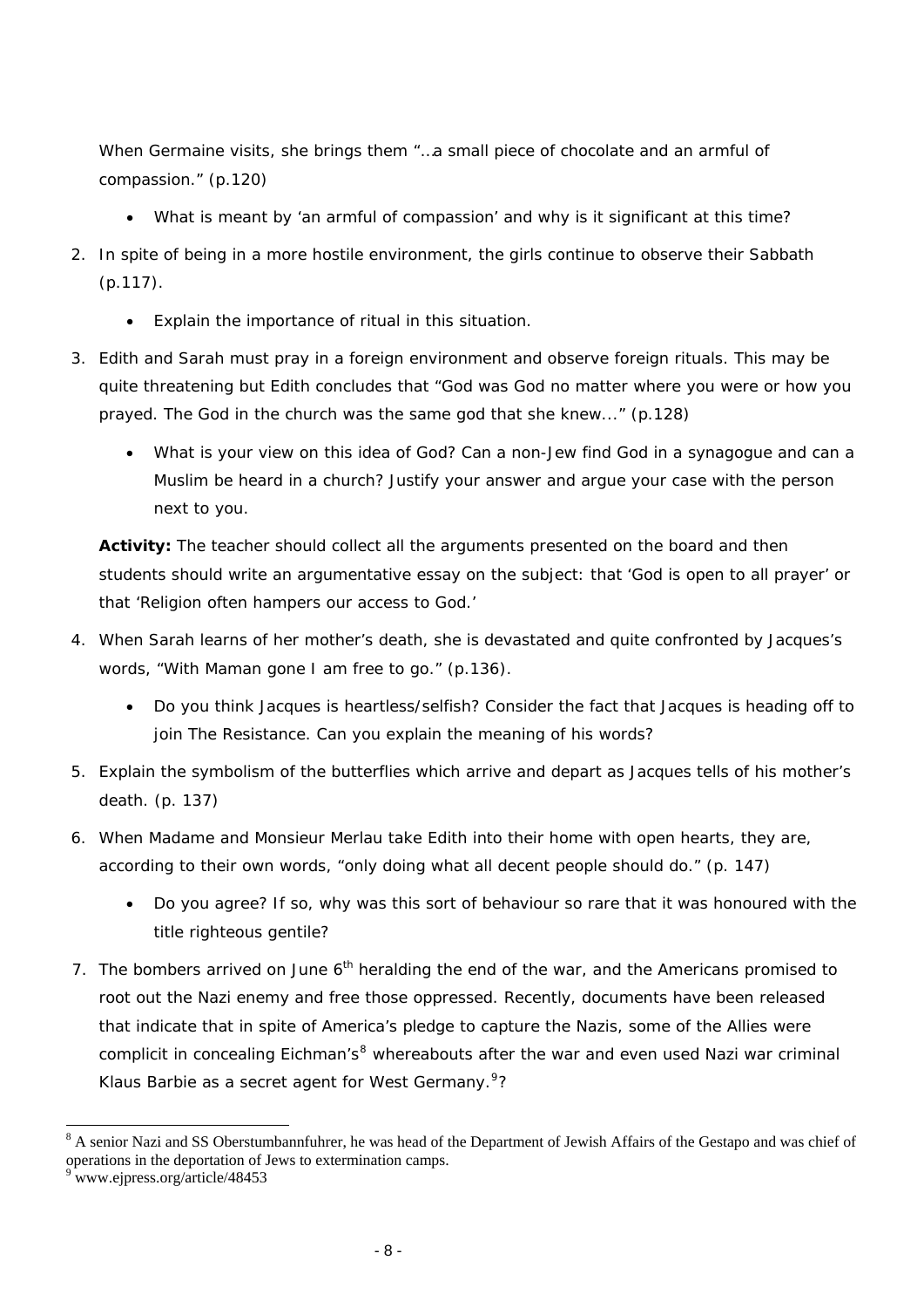When Germaine visits, she brings them "…a small piece of chocolate and an armful of compassion." (p.120)

- What is meant by 'an armful of compassion' and why is it significant at this time?

2. In spite of being in a more hostile environment, the girls continue to observe their Sabbath (p.117).

   - Explain the importance of ritual in this situation.

3. Edith and Sarah must pray in a foreign environment and observe foreign rituals. This may be quite threatening but Edith concludes that "God was God no matter where you were or how you prayed. The God in the church was the same god that she knew..." (p.128)

   - What is your view on this idea of God? Can a non-Jew find God in a synagogue and can a Muslim be heard in a church? Justify your answer and argue your case with the person next to you.

   **Activity:** The teacher should collect all the arguments presented on the board and then students should write an argumentative essay on the subject: that 'God is open to all prayer' or that 'Religion often hampers our access to God.'

4. When Sarah learns of her mother's death, she is devastated and quite confronted by Jacques's words, "With Maman gone I am free to go." (p.136).

   - Do you think Jacques is heartless/selfish? Consider the fact that Jacques is heading off to join The Resistance. Can you explain the meaning of his words?

5. Explain the symbolism of the butterflies which arrive and depart as Jacques tells of his mother's death. (p. 137)

6. When Madame and Monsieur Merlau take Edith into their home with open hearts, they are, according to their own words, "only doing what all decent people should do." (p. 147)

   - Do you agree? If so, why was this sort of behaviour so rare that it was honoured with the title righteous gentile?

7. The bombers arrived on June 6th heralding the end of the war, and the Americans promised to root out the Nazi enemy and free those oppressed. Recently, documents have been released that indicate that in spite of America's pledge to capture the Nazis, some of the Allies were complicit in concealing Eichman's[8] whereabouts after the war and even used Nazi war criminal Klaus Barbie as a secret agent for West Germany.[9]?

---

[8] A senior Nazi and SS Oberstumbannfuhrer, he was head of the Department of Jewish Affairs of the Gestapo and was chief of operations in the deportation of Jews to extermination camps.

[9] www.ejpress.org/article/48453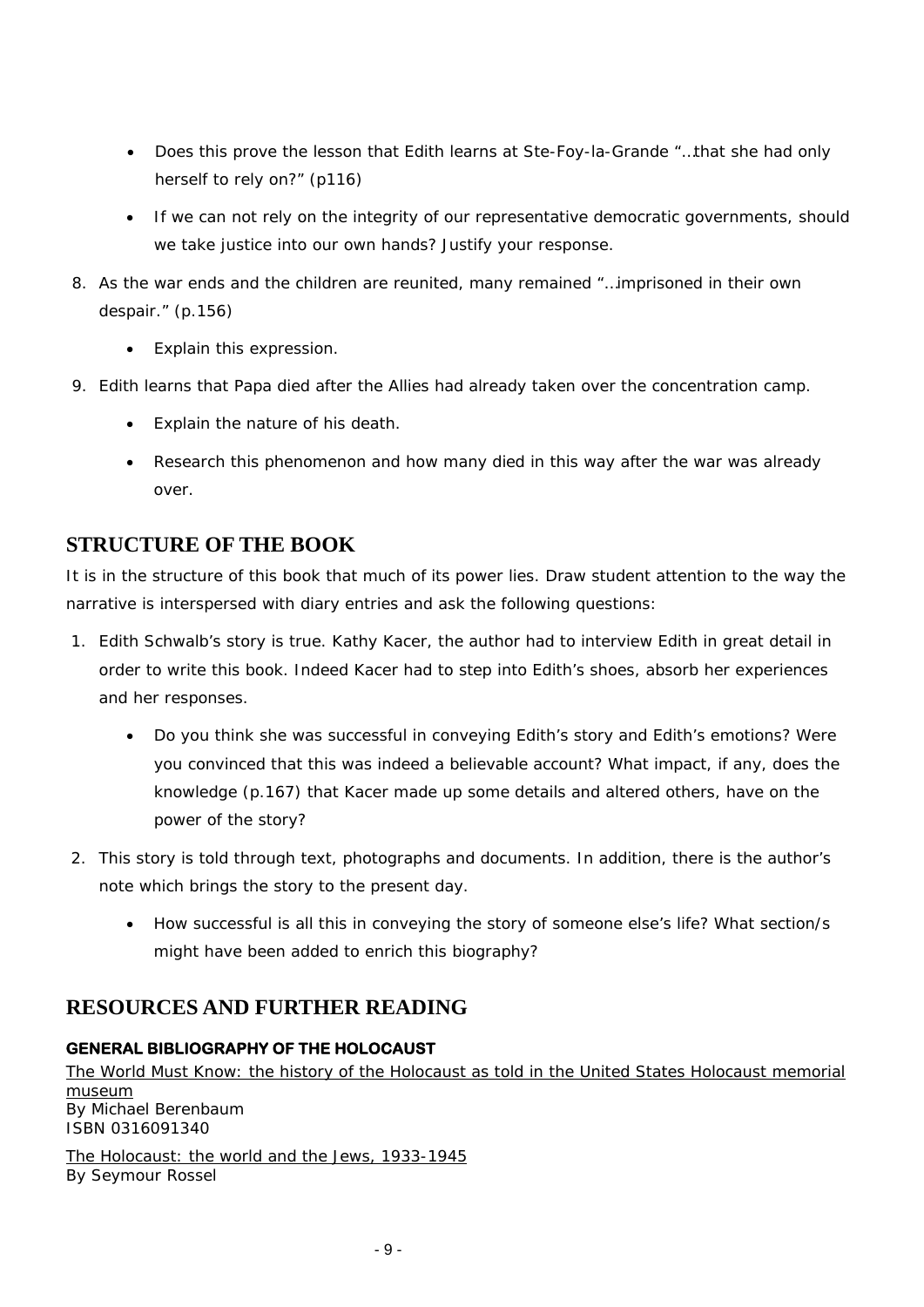- Does this prove the lesson that Edith learns at Ste-Foy-la-Grande "…that she had only herself to rely on?" (p116)
- If we can not rely on the integrity of our representative democratic governments, should we take justice into our own hands? Justify your response.

8. As the war ends and the children are reunited, many remained "…imprisoned in their own despair." (p.156)
   - Explain this expression.
9. Edith learns that Papa died after the Allies had already taken over the concentration camp.
   - Explain the nature of his death.
   - Research this phenomenon and how many died in this way after the war was already over.

## STRUCTURE OF THE BOOK

It is in the structure of this book that much of its power lies. Draw student attention to the way the narrative is interspersed with diary entries and ask the following questions:

1. Edith Schwalb's story is true. Kathy Kacer, the author had to interview Edith in great detail in order to write this book. Indeed Kacer had to step into Edith's shoes, absorb her experiences and her responses.
   - Do you think she was successful in conveying Edith's story and Edith's emotions? Were you convinced that this was indeed a believable account? What impact, if any, does the knowledge (p.167) that Kacer made up some details and altered others, have on the power of the story?
2. This story is told through text, photographs and documents. In addition, there is the author's note which brings the story to the present day.
   - How successful is all this in conveying the story of someone else's life? What section/s might have been added to enrich this biography?

## RESOURCES AND FURTHER READING

**GENERAL BIBLIOGRAPHY OF THE HOLOCAUST**

The World Must Know: the history of the Holocaust as told in the United States Holocaust memorial museum
By Michael Berenbaum
ISBN 0316091340

The Holocaust: the world and the Jews, 1933-1945
By Seymour Rossel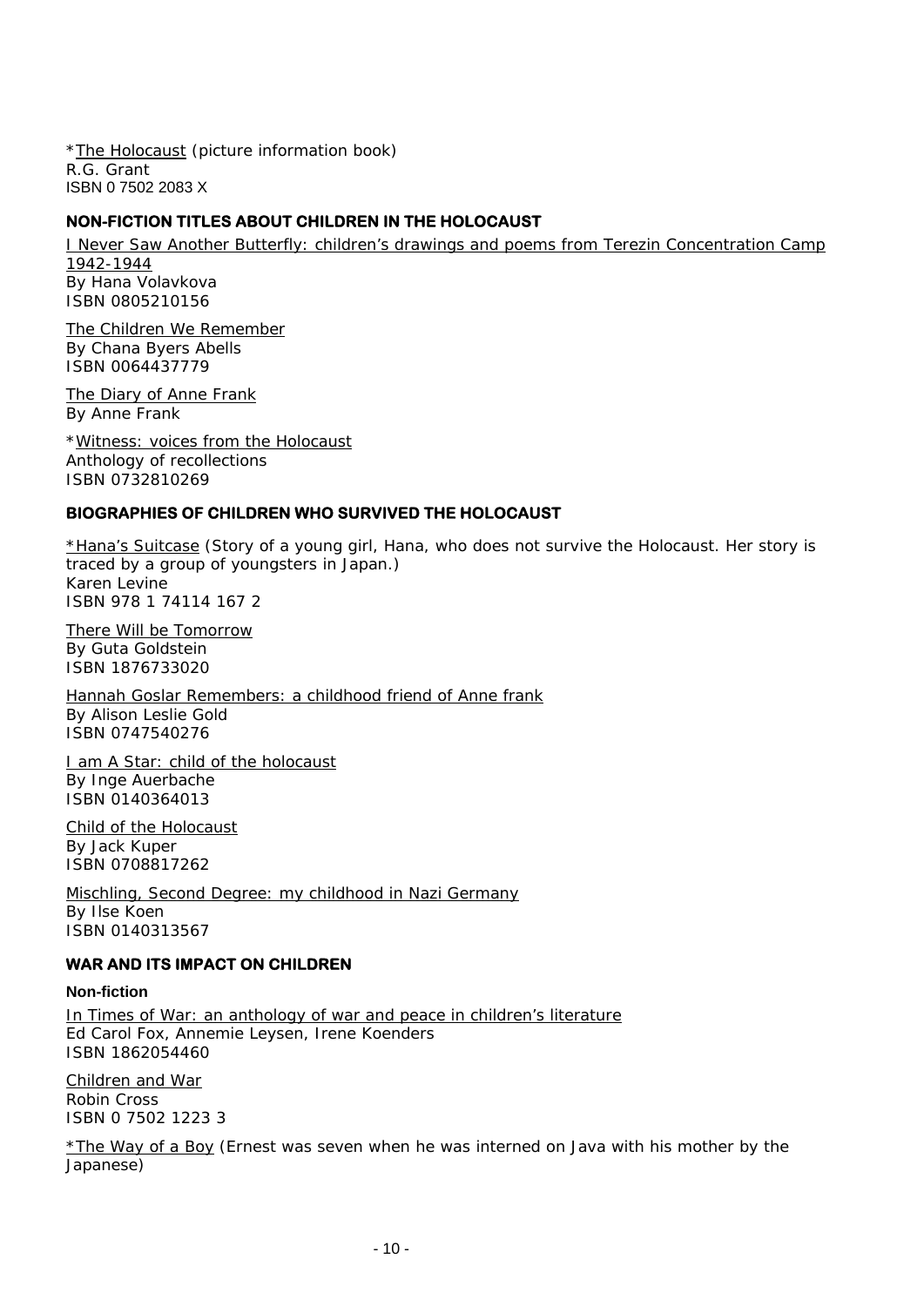*The Holocaust (picture information book)
R.G. Grant
ISBN 0 7502 2083 X

### NON-FICTION TITLES ABOUT CHILDREN IN THE HOLOCAUST

I Never Saw Another Butterfly: children's drawings and poems from Terezin Concentration Camp 1942-1944
By Hana Volavkova
ISBN 0805210156

The Children We Remember
By Chana Byers Abells
ISBN 0064437779

The Diary of Anne Frank
By Anne Frank

*Witness: voices from the Holocaust
Anthology of recollections
ISBN 0732810269

### BIOGRAPHIES OF CHILDREN WHO SURVIVED THE HOLOCAUST

*Hana's Suitcase (Story of a young girl, Hana, who does not survive the Holocaust. Her story is traced by a group of youngsters in Japan.)
Karen Levine
ISBN 978 1 74114 167 2

There Will be Tomorrow
By Guta Goldstein
ISBN 1876733020

Hannah Goslar Remembers: a childhood friend of Anne frank
By Alison Leslie Gold
ISBN 0747540276

I am A Star: child of the holocaust
By Inge Auerbache
ISBN 0140364013

Child of the Holocaust
By Jack Kuper
ISBN 0708817262

Mischling, Second Degree: my childhood in Nazi Germany
By Ilse Koen
ISBN 0140313567

### WAR AND ITS IMPACT ON CHILDREN

#### Non-fiction

In Times of War: an anthology of war and peace in children's literature
Ed Carol Fox, Annemie Leysen, Irene Koenders
ISBN 1862054460

Children and War
Robin Cross
ISBN 0 7502 1223 3

*The Way of a Boy (Ernest was seven when he was interned on Java with his mother by the Japanese)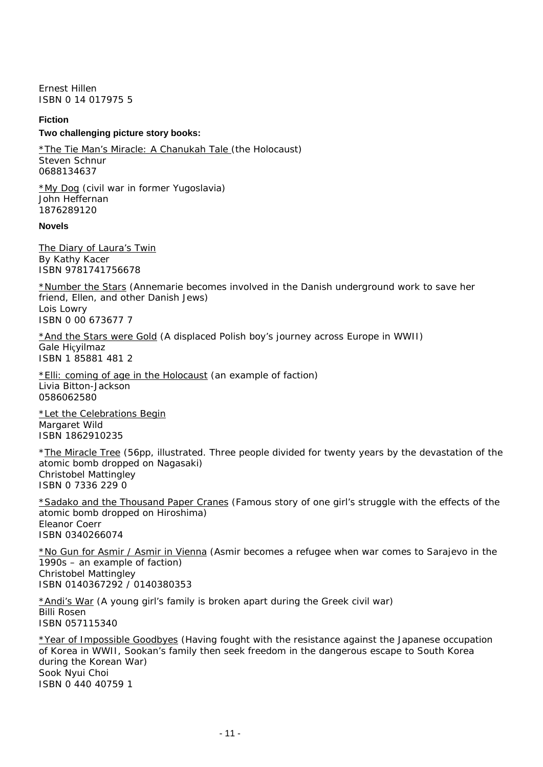Ernest Hillen  
ISBN 0 14 017975 5

**Fiction**

**Two challenging picture story books:**

*The Tie Man's Miracle: A Chanukah Tale* (the Holocaust)  
Steven Schnur  
0688134637

*My Dog* (civil war in former Yugoslavia)  
John Heffernan  
1876289120

**Novels**

The Diary of Laura's Twin  
By Kathy Kacer  
ISBN 9781741756678

*Number the Stars (Annemarie becomes involved in the Danish underground work to save her friend, Ellen, and other Danish Jews)  
Lois Lowry  
ISBN 0 00 673677 7

*And the Stars were Gold (A displaced Polish boy's journey across Europe in WWII)  
Gale Hiçyilmaz  
ISBN 1 85881 481 2

*Elli: coming of age in the Holocaust (an example of faction)  
Livia Bitton-Jackson  
0586062580

*Let the Celebrations Begin  
Margaret Wild  
ISBN 1862910235

*The Miracle Tree (56pp, illustrated. Three people divided for twenty years by the devastation of the atomic bomb dropped on Nagasaki)  
Christobel Mattingley  
ISBN 0 7336 229 0

*Sadako and the Thousand Paper Cranes (Famous story of one girl's struggle with the effects of the atomic bomb dropped on Hiroshima)  
Eleanor Coerr  
ISBN 0340266074

*No Gun for Asmir / Asmir in Vienna (Asmir becomes a refugee when war comes to Sarajevo in the 1990s – an example of faction)  
Christobel Mattingley  
ISBN 0140367292 / 0140380353

*Andi's War (A young girl's family is broken apart during the Greek civil war)  
Billi Rosen  
ISBN 057115340

*Year of Impossible Goodbyes (Having fought with the resistance against the Japanese occupation of Korea in WWII, Sookan's family then seek freedom in the dangerous escape to South Korea during the Korean War)  
Sook Nyui Choi  
ISBN 0 440 40759 1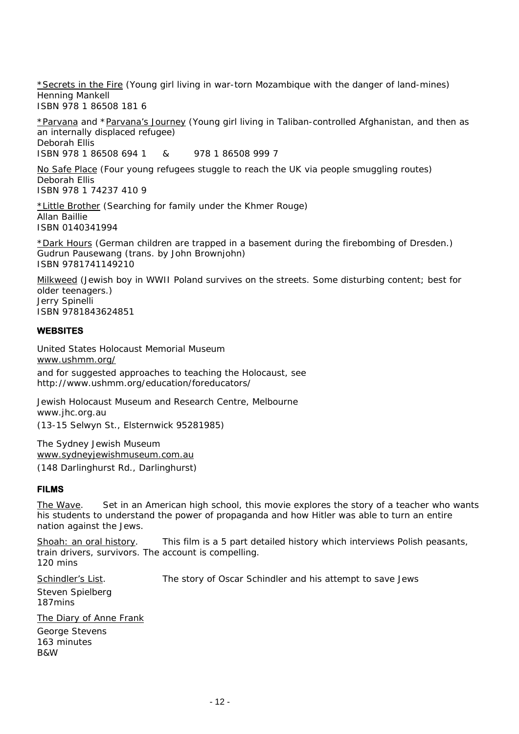<u>*Secrets in the Fire</u> (Young girl living in war-torn Mozambique with the danger of land-mines)
Henning Mankell
ISBN 978 1 86508 181 6

<u>*Parvana</u> and <u>*Parvana's Journey</u> (Young girl living in Taliban-controlled Afghanistan, and then as an internally displaced refugee)
Deborah Ellis
ISBN 978 1 86508 694 1 & 978 1 86508 999 7

<u>No Safe Place</u> (Four young refugees stuggle to reach the UK via people smuggling routes)
Deborah Ellis
ISBN 978 1 74237 410 9

<u>*Little Brother</u> (Searching for family under the Khmer Rouge)
Allan Baillie
ISBN 0140341994

<u>*Dark Hours</u> (German children are trapped in a basement during the firebombing of Dresden.)
Gudrun Pausewang (trans. by John Brownjohn)
ISBN 9781741149210

<u>Milkweed</u> (Jewish boy in WWII Poland survives on the streets. Some disturbing content; best for older teenagers.)
Jerry Spinelli
ISBN 9781843624851

## WEBSITES

United States Holocaust Memorial Museum
<u>www.ushmm.org/</u>
and for suggested approaches to teaching the Holocaust, see
http://www.ushmm.org/education/foreducators/

Jewish Holocaust Museum and Research Centre, Melbourne
www.jhc.org.au
(13-15 Selwyn St., Elsternwick 95281985)

The Sydney Jewish Museum
<u>www.sydneyjewishmuseum.com.au</u>
(148 Darlinghurst Rd., Darlinghurst)

## FILMS

<u>The Wave</u>. Set in an American high school, this movie explores the story of a teacher who wants his students to understand the power of propaganda and how Hitler was able to turn an entire nation against the Jews.

<u>Shoah: an oral history</u>. This film is a 5 part detailed history which interviews Polish peasants, train drivers, survivors. The account is compelling.
120 mins

<u>Schindler's List</u>. The story of Oscar Schindler and his attempt to save Jews
Steven Spielberg
187mins

<u>The Diary of Anne Frank</u>
George Stevens
163 minutes
B&W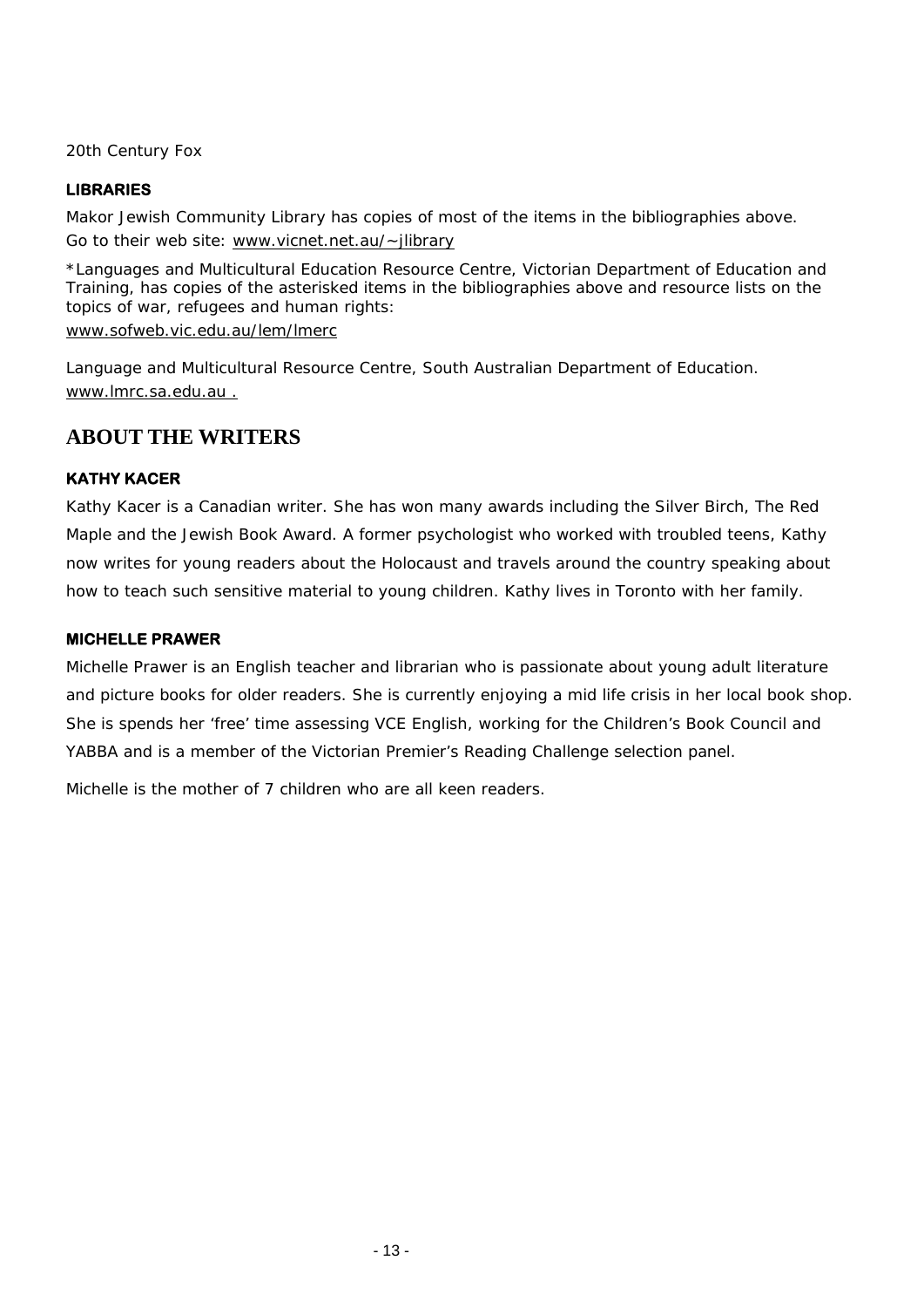20th Century Fox

#### LIBRARIES

Makor Jewish Community Library has copies of most of the items in the bibliographies above. Go to their web site: www.vicnet.net.au/~jlibrary

*Languages and Multicultural Education Resource Centre, Victorian Department of Education and Training, has copies of the asterisked items in the bibliographies above and resource lists on the topics of war, refugees and human rights:
www.sofweb.vic.edu.au/lem/lmerc

Language and Multicultural Resource Centre, South Australian Department of Education.
www.lmrc.sa.edu.au .

## ABOUT THE WRITERS

#### KATHY KACER

Kathy Kacer is a Canadian writer. She has won many awards including the Silver Birch, The Red Maple and the Jewish Book Award. A former psychologist who worked with troubled teens, Kathy now writes for young readers about the Holocaust and travels around the country speaking about how to teach such sensitive material to young children. Kathy lives in Toronto with her family.

#### MICHELLE PRAWER

Michelle Prawer is an English teacher and librarian who is passionate about young adult literature and picture books for older readers. She is currently enjoying a mid life crisis in her local book shop. She is spends her 'free' time assessing VCE English, working for the Children's Book Council and YABBA and is a member of the Victorian Premier's Reading Challenge selection panel.

Michelle is the mother of 7 children who are all keen readers.